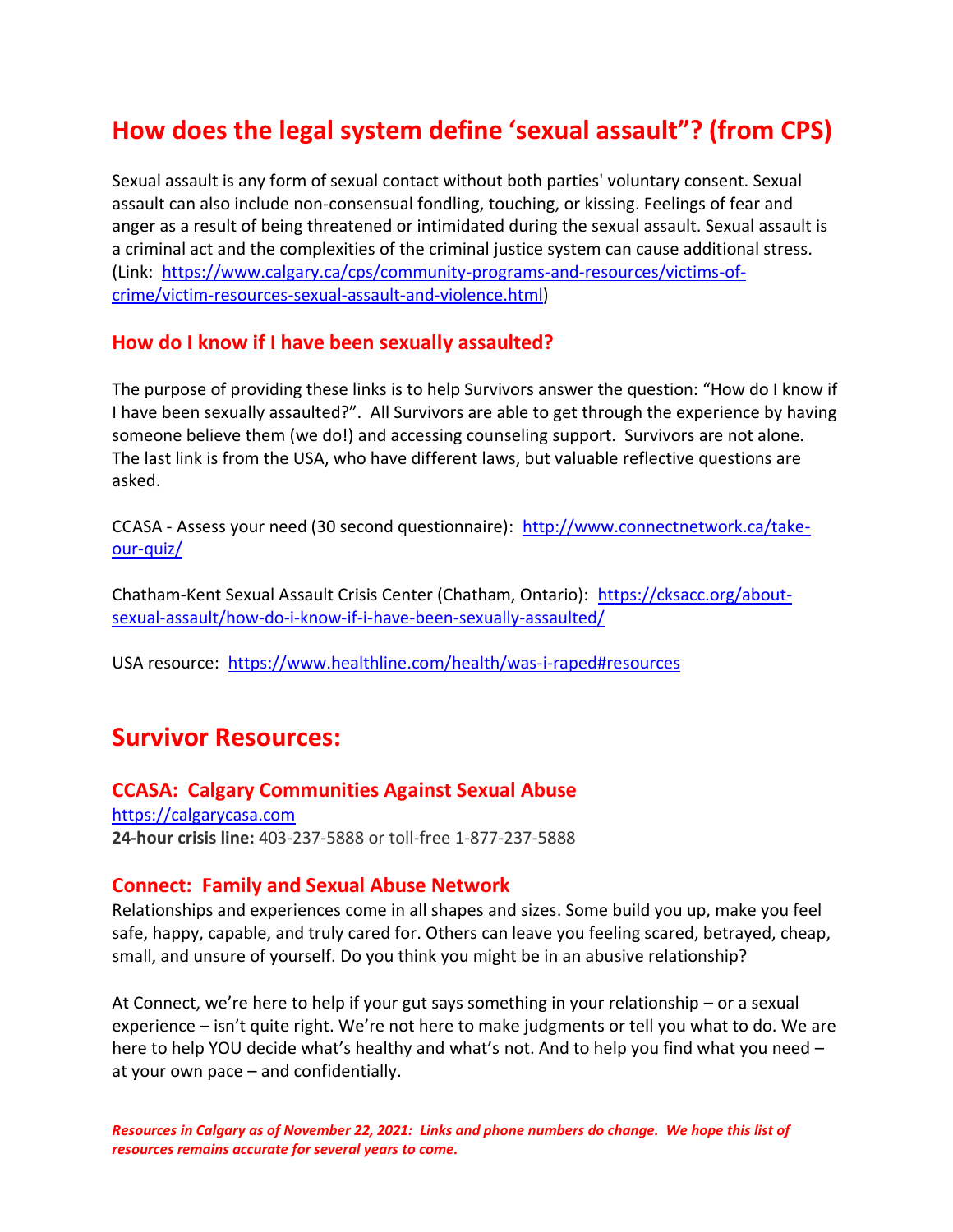## How does the legal system define 'sexual assault"? (from CPS)

Sexual assault is any form of sexual contact without both parties' voluntary consent. Sexual assault can also include non-consensual fondling, touching, or kissing. Feelings of fear and anger as a result of being threatened or intimidated during the sexual assault. Sexual assault is a criminal act and the complexities of the criminal justice system can cause additional stress. (Link: https://www.calgary.ca/cps/community-programs-and-resources/victims-of-crime/victim-resources-sexual-assault-and-violence.html)

### How do I know if I have been sexually assaulted?

The purpose of providing these links is to help Survivors answer the question: "How do I know if I have been sexually assaulted?". All Survivors are able to get through the experience by having someone believe them (we do!) and accessing counseling support. Survivors are not alone. The last link is from the USA, who have different laws, but valuable reflective questions are asked.

CCASA - Assess your need (30 second questionnaire): http://www.connectnetwork.ca/take-our-quiz/

Chatham-Kent Sexual Assault Crisis Center (Chatham, Ontario): https://cksacc.org/about-sexual-assault/how-do-i-know-if-i-have-been-sexually-assaulted/

USA resource: https://www.healthline.com/health/was-i-raped#resources

## Survivor Resources:

### CCASA: Calgary Communities Against Sexual Abuse

https://calgarycasa.com
**24-hour crisis line:** 403-237-5888 or toll-free 1-877-237-5888

### Connect: Family and Sexual Abuse Network

Relationships and experiences come in all shapes and sizes. Some build you up, make you feel safe, happy, capable, and truly cared for. Others can leave you feeling scared, betrayed, cheap, small, and unsure of yourself. Do you think you might be in an abusive relationship?

At Connect, we're here to help if your gut says something in your relationship – or a sexual experience – isn't quite right. We're not here to make judgments or tell you what to do. We are here to help YOU decide what's healthy and what's not. And to help you find what you need – at your own pace – and confidentially.

***Resources in Calgary as of November 22, 2021: Links and phone numbers do change. We hope this list of resources remains accurate for several years to come.***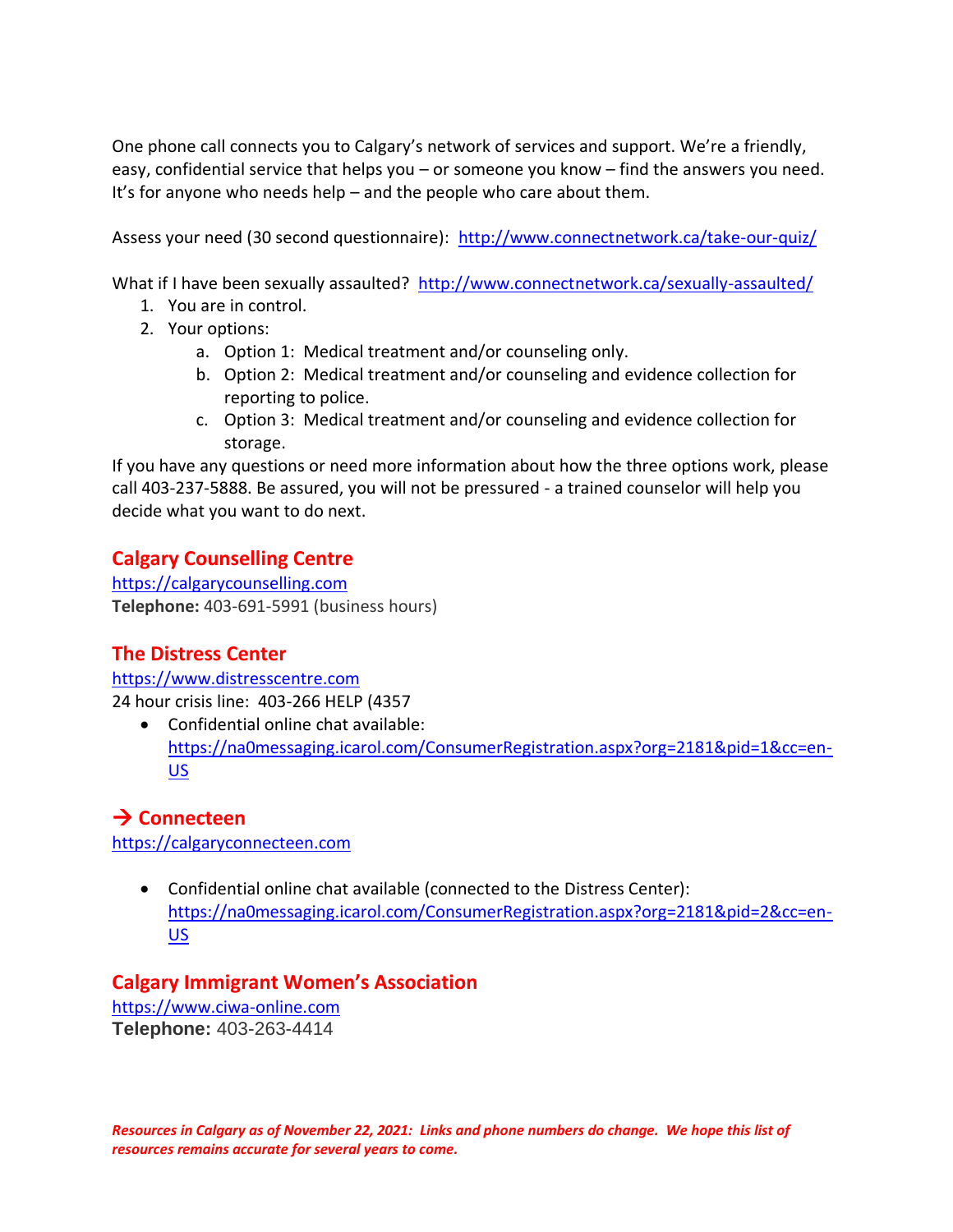One phone call connects you to Calgary's network of services and support. We're a friendly, easy, confidential service that helps you – or someone you know – find the answers you need. It's for anyone who needs help – and the people who care about them.

Assess your need (30 second questionnaire): [http://www.connectnetwork.ca/take-our-quiz/](http://www.connectnetwork.ca/take-our-quiz/)

What if I have been sexually assaulted? [http://www.connectnetwork.ca/sexually-assaulted/](http://www.connectnetwork.ca/sexually-assaulted/)

1. You are in control.
2. Your options:
   a. Option 1: Medical treatment and/or counseling only.
   b. Option 2: Medical treatment and/or counseling and evidence collection for reporting to police.
   c. Option 3: Medical treatment and/or counseling and evidence collection for storage.

If you have any questions or need more information about how the three options work, please call 403-237-5888. Be assured, you will not be pressured - a trained counselor will help you decide what you want to do next.

## Calgary Counselling Centre

[https://calgarycounselling.com](https://calgarycounselling.com)
**Telephone:** 403-691-5991 (business hours)

## The Distress Center

[https://www.distresscentre.com](https://www.distresscentre.com)
24 hour crisis line: 403-266 HELP (4357

- Confidential online chat available: [https://na0messaging.icarol.com/ConsumerRegistration.aspx?org=2181&pid=1&cc=en-US](https://na0messaging.icarol.com/ConsumerRegistration.aspx?org=2181&pid=1&cc=en-US)

## → Connecteen

[https://calgaryconnecteen.com](https://calgaryconnecteen.com)

- Confidential online chat available (connected to the Distress Center): [https://na0messaging.icarol.com/ConsumerRegistration.aspx?org=2181&pid=2&cc=en-US](https://na0messaging.icarol.com/ConsumerRegistration.aspx?org=2181&pid=2&cc=en-US)

## Calgary Immigrant Women's Association

[https://www.ciwa-online.com](https://www.ciwa-online.com)
**Telephone:** 403-263-4414

***Resources in Calgary as of November 22, 2021: Links and phone numbers do change. We hope this list of resources remains accurate for several years to come.***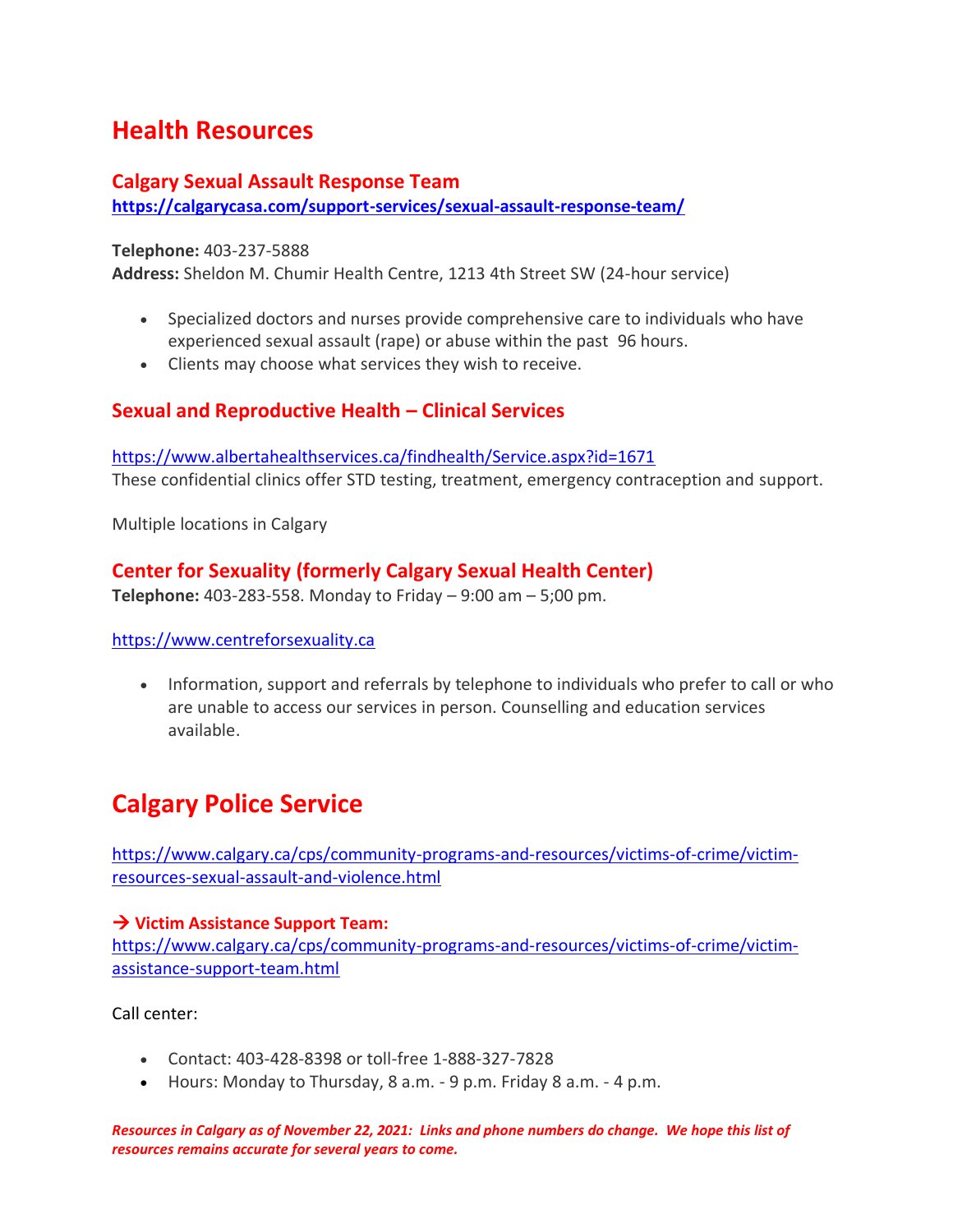# Health Resources

## Calgary Sexual Assault Response Team

**https://calgarycasa.com/support-services/sexual-assault-response-team/**

**Telephone:** 403-237-5888
**Address:** Sheldon M. Chumir Health Centre, 1213 4th Street SW (24-hour service)

- Specialized doctors and nurses provide comprehensive care to individuals who have experienced sexual assault (rape) or abuse within the past 96 hours.
- Clients may choose what services they wish to receive.

## Sexual and Reproductive Health – Clinical Services

https://www.albertahealthservices.ca/findhealth/Service.aspx?id=1671
These confidential clinics offer STD testing, treatment, emergency contraception and support.

Multiple locations in Calgary

## Center for Sexuality (formerly Calgary Sexual Health Center)

**Telephone:** 403-283-558. Monday to Friday – 9:00 am – 5;00 pm.

https://www.centreforsexuality.ca

- Information, support and referrals by telephone to individuals who prefer to call or who are unable to access our services in person. Counselling and education services available.

# Calgary Police Service

https://www.calgary.ca/cps/community-programs-and-resources/victims-of-crime/victim-resources-sexual-assault-and-violence.html

**→ Victim Assistance Support Team:**
https://www.calgary.ca/cps/community-programs-and-resources/victims-of-crime/victim-assistance-support-team.html

Call center:

- Contact: 403-428-8398 or toll-free 1-888-327-7828
- Hours: Monday to Thursday, 8 a.m. - 9 p.m. Friday 8 a.m. - 4 p.m.

***Resources in Calgary as of November 22, 2021: Links and phone numbers do change. We hope this list of resources remains accurate for several years to come.***